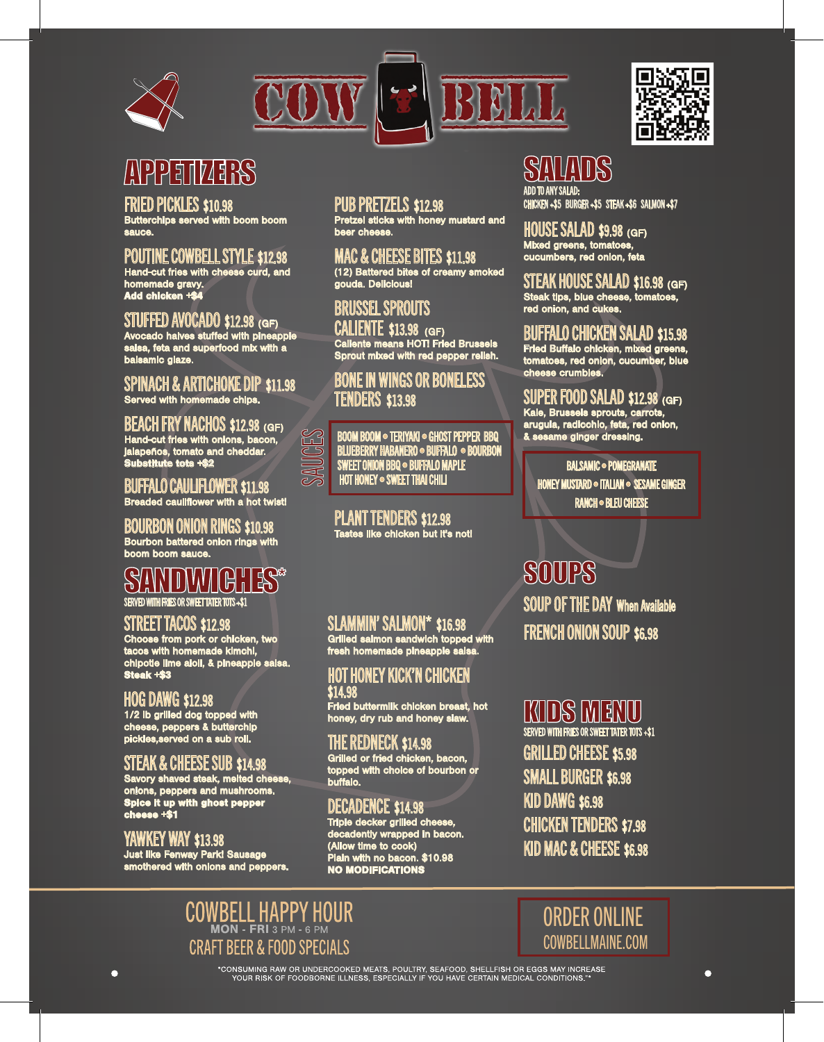# COW BELL

## APPETIZERS

### FRIED PICKLES $10.98
Butterchips served with boom boom sauce.

### POUTINE COWBELL STYLE $12.98
Hand-cut fries with cheese curd, and homemade gravy.
**Add chicken +$4**

### STUFFED AVOCADO $12.98 (GF)
Avocado halves stuffed with pineapple salsa, feta and superfood mix with a balsamic glaze.

### SPINACH & ARTICHOKE DIP $11.98
Served with homemade chips.

### BEACH FRY NACHOS $12.98 (GF)
Hand-cut fries with onions, bacon, jalapeños, tomato and cheddar.
**Substitute tots +$2**

### BUFFALO CAULIFLOWER $11.98
Breaded cauliflower with a hot twist!

### BOURBON ONION RINGS $10.98
Bourbon battered onion rings with boom boom sauce.

### PUB PRETZELS $12.98
Pretzel sticks with honey mustard and beer cheese.

### MAC & CHEESE BITES $11.98
(12) Battered bites of creamy smoked gouda. Delicious!

### BRUSSEL SPROUTS CALIENTE $13.98 (GF)
Caliente means HOT! Fried Brussels Sprout mixed with red pepper relish.

### BONE IN WINGS OR BONELESS TENDERS $13.98

**SAUCES**
BOOM BOOM • TERIYAKI • GHOST PEPPER BBQ
BLUEBERRY HABANERO • BUFFALO • BOURBON
SWEET ONION BBQ • BUFFALO MAPLE
HOT HONEY • SWEET THAI CHILI

### PLANT TENDERS $12.98
Tastes like chicken but it's not!

## SALADS

ADD TO ANY SALAD:
CHICKEN +$5 BURGER +$5 STEAK +$6 SALMON +$7

### HOUSE SALAD $9.98 (GF)
Mixed greens, tomatoes, cucumbers, red onion, feta

### STEAK HOUSE SALAD $16.98 (GF)
Steak tips, blue cheese, tomatoes, red onion, and cukes.

### BUFFALO CHICKEN SALAD $15.98
Fried Buffalo chicken, mixed greens, tomatoes, red onion, cucumber, blue cheese crumbles.

### SUPER FOOD SALAD $12.98 (GF)
Kale, Brussels sprouts, carrots, arugula, radicchio, feta, red onion, & sesame ginger dressing.

BALSAMIC • POMEGRANATE
HONEY MUSTARD • ITALIAN • SESAME GINGER
RANCH • BLEU CHEESE

## SANDWICHES*

SERVED WITH FRIES OR SWEET TATER TOTS +$1

### STREET TACOS $12.98
Choose from pork or chicken, two tacos with homemade kimchi, chipotle lime aioli, & pineapple salsa.
**Steak +$3**

### HOG DAWG $12.98
1/2 lb grilled dog topped with cheese, peppers & butterchip pickles,served on a sub roll.

### STEAK & CHEESE SUB $14.98
Savory shaved steak, melted cheese, onions, peppers and mushrooms.
**Spice it up with ghost pepper cheese +$1**

### YAWKEY WAY $13.98
Just like Fenway Park! Sausage smothered with onions and peppers.

### SLAMMIN' SALMON* $16.98
Grilled salmon sandwich topped with fresh homemade pineapple salsa.

### HOT HONEY KICK'N CHICKEN $14.98
Fried buttermilk chicken breast, hot honey, dry rub and honey slaw.

### THE REDNECK $14.98
Grilled or fried chicken, bacon, topped with choice of bourbon or buffalo.

### DECADENCE $14.98
Triple decker grilled cheese, decadently wrapped in bacon. (Allow time to cook)
Plain with no bacon. $10.98
**NO MODIFICATIONS**

## SOUPS

### SOUP OF THE DAY When Available

### FRENCH ONION SOUP $6.98

## KIDS MENU

SERVED WITH FRIES OR SWEET TATER TOTS +$1

### GRILLED CHEESE $5.98
### SMALL BURGER $6.98
### KID DAWG $6.98
### CHICKEN TENDERS $7.98
### KID MAC & CHEESE $6.98

## COWBELL HAPPY HOUR
MON - FRI 3 PM - 6 PM
CRAFT BEER & FOOD SPECIALS

## ORDER ONLINE
COWBELLMAINE.COM

*CONSUMING RAW OR UNDERCOOKED MEATS, POULTRY, SEAFOOD, SHELLFISH OR EGGS MAY INCREASE YOUR RISK OF FOODBORNE ILLNESS, ESPECIALLY IF YOU HAVE CERTAIN MEDICAL CONDITIONS."*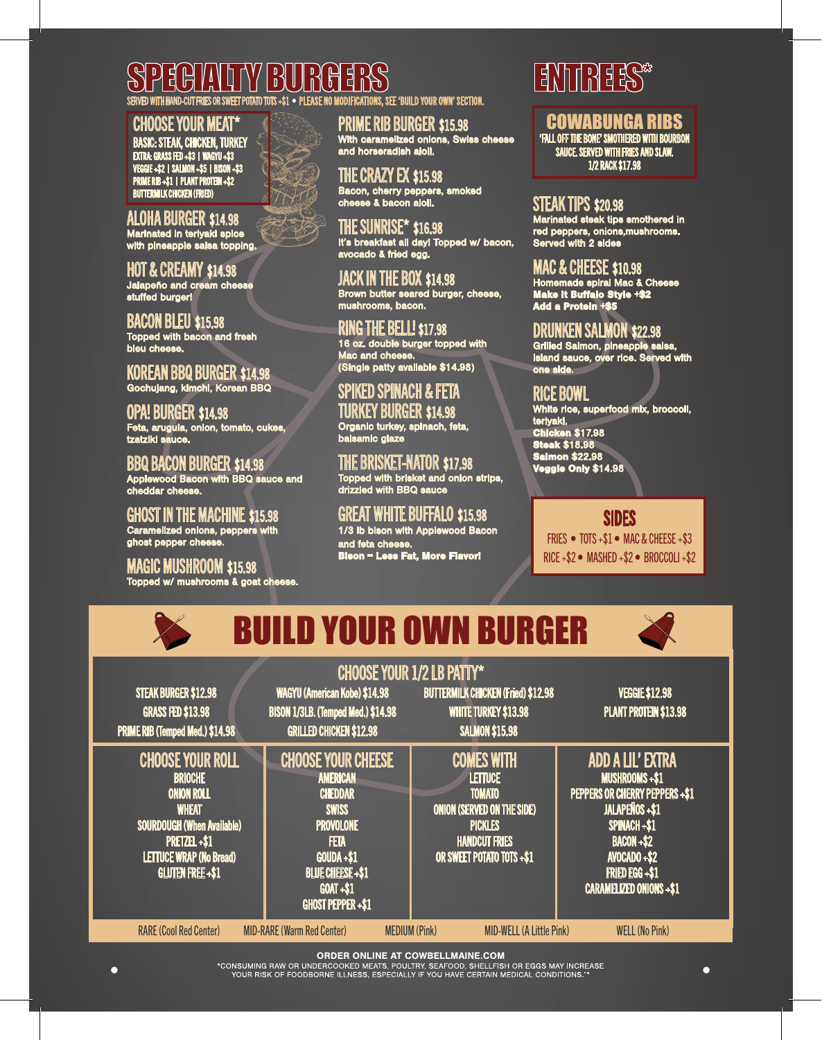# SPECIALTY BURGERS

SERVED WITH HAND-CUT FRIES OR SWEET POTATO TOTS +$1 • PLEASE NO MODIFICATIONS, SEE 'BUILD YOUR OWN' SECTION.

### CHOOSE YOUR MEAT*

**BASIC: STEAK, CHICKEN, TURKEY**
EXTRA: GRASS FED +$3 | WAGYU +$3
VEGGIE +$2 | SALMON +$5 | BISON +$3
PRIME RIB +$1 | PLANT PROTEIN +$2
BUTTERMILK CHICKEN (FRIED)

### ALOHA BURGER $14.98
Marinated in teriyaki spice with pineapple salsa topping.

### HOT & CREAMY $14.98
Jalapeño and cream cheese stuffed burger!

### BACON BLEU $15.98
Topped with bacon and fresh bleu cheese.

### KOREAN BBQ BURGER $14.98
Gochujang, kimchi, Korean BBQ

### OPA! BURGER $14.98
Feta, arugula, onion, tomato, cukes, tzatziki sauce.

### BBQ BACON BURGER $14.98
Applewood Bacon with BBQ sauce and cheddar cheese.

### GHOST IN THE MACHINE $15.98
Caramelized onions, peppers with ghost pepper cheese.

### MAGIC MUSHROOM $15.98
Topped w/ mushrooms & goat cheese.

### PRIME RIB BURGER $15.98
With caramelized onions, Swiss cheese and horseradish aioli.

### THE CRAZY EX $15.98
Bacon, cherry peppers, smoked cheese & bacon aioli.

### THE SUNRISE* $16.98
It's breakfast all day! Topped w/ bacon, avocado & fried egg.

### JACK IN THE BOX $14.98
Brown butter seared burger, cheese, mushrooms, bacon.

### RING THE BELL! $17.98
16 oz. double burger topped with Mac and cheese.
(Single patty available $14.98)

### SPIKED SPINACH & FETA TURKEY BURGER $14.98
Organic turkey, spinach, feta, balsamic glaze

### THE BRISKET-NATOR $17.98
Topped with brisket and onion strips, drizzled with BBQ sauce

### GREAT WHITE BUFFALO $15.98
1/3 lb bison with Applewood Bacon and feta cheese.
**Bison = Less Fat, More Flavor!**

# ENTREES*

### COWABUNGA RIBS
'FALL OFF THE BONE' SMOTHERED WITH BOURBON SAUCE. SERVED WITH FRIES AND SLAW.
1/2 RACK $17.98

### STEAK TIPS $20.98
Marinated steak tips smothered in red peppers, onions,mushrooms. Served with 2 sides

### MAC & CHEESE $10.98
Homemade spiral Mac & Cheese
**Make it Buffalo Style +$2**
**Add a Protein +$5**

### DRUNKEN SALMON $22.98
Grilled Salmon, pineapple salsa, island sauce, over rice. Served with one side.

### RICE BOWL
White rice, superfood mix, broccoli, teriyaki.
**Chicken** $17.98
**Steak** $18.98
**Salmon** $22.98
**Veggie Only** $14.98

### SIDES
FRIES • TOTS +$1 • MAC & CHEESE +$3
RICE +$2 • MASHED +$2 • BROCCOLI +$2

# BUILD YOUR OWN BURGER

### CHOOSE YOUR 1/2 LB PATTY*

STEAK BURGER $12.98
GRASS FED $13.98
PRIME RIB (Temped Med.) $14.98
WAGYU (American Kobe) $14.98
BISON 1/3LB. (Temped Med.) $14.98
GRILLED CHICKEN $12.98
BUTTERMILK CHICKEN (Fried) $12.98
WHITE TURKEY $13.98
SALMON $15.98
VEGGIE $12.98
PLANT PROTEIN $13.98

### CHOOSE YOUR ROLL
BRIOCHE
ONION ROLL
WHEAT
SOURDOUGH (When Available)
PRETZEL +$1
LETTUCE WRAP (No Bread)
GLUTEN FREE +$1

### CHOOSE YOUR CHEESE
AMERICAN
CHEDDAR
SWISS
PROVOLONE
FETA
GOUDA +$1
BLUE CHEESE +$1
GOAT +$1
GHOST PEPPER +$1

### COMES WITH
LETTUCE
TOMATO
ONION (SERVED ON THE SIDE)
PICKLES
HANDCUT FRIES
OR SWEET POTATO TOTS +$1

### ADD A LIL' EXTRA
MUSHROOMS +$1
PEPPERS OR CHERRY PEPPERS +$1
JALAPEÑOS +$1
SPINACH +$1
BACON +$2
AVOCADO +$2
FRIED EGG +$1
CARAMELIZED ONIONS +$1

RARE (Cool Red Center) | MID-RARE (Warm Red Center) | MEDIUM (Pink) | MID-WELL (A Little Pink) | WELL (No Pink)

**ORDER ONLINE AT COWBELLMAINE.COM**

*CONSUMING RAW OR UNDERCOOKED MEATS, POULTRY, SEAFOOD, SHELLFISH OR EGGS MAY INCREASE YOUR RISK OF FOODBORNE ILLNESS, ESPECIALLY IF YOU HAVE CERTAIN MEDICAL CONDITIONS."*